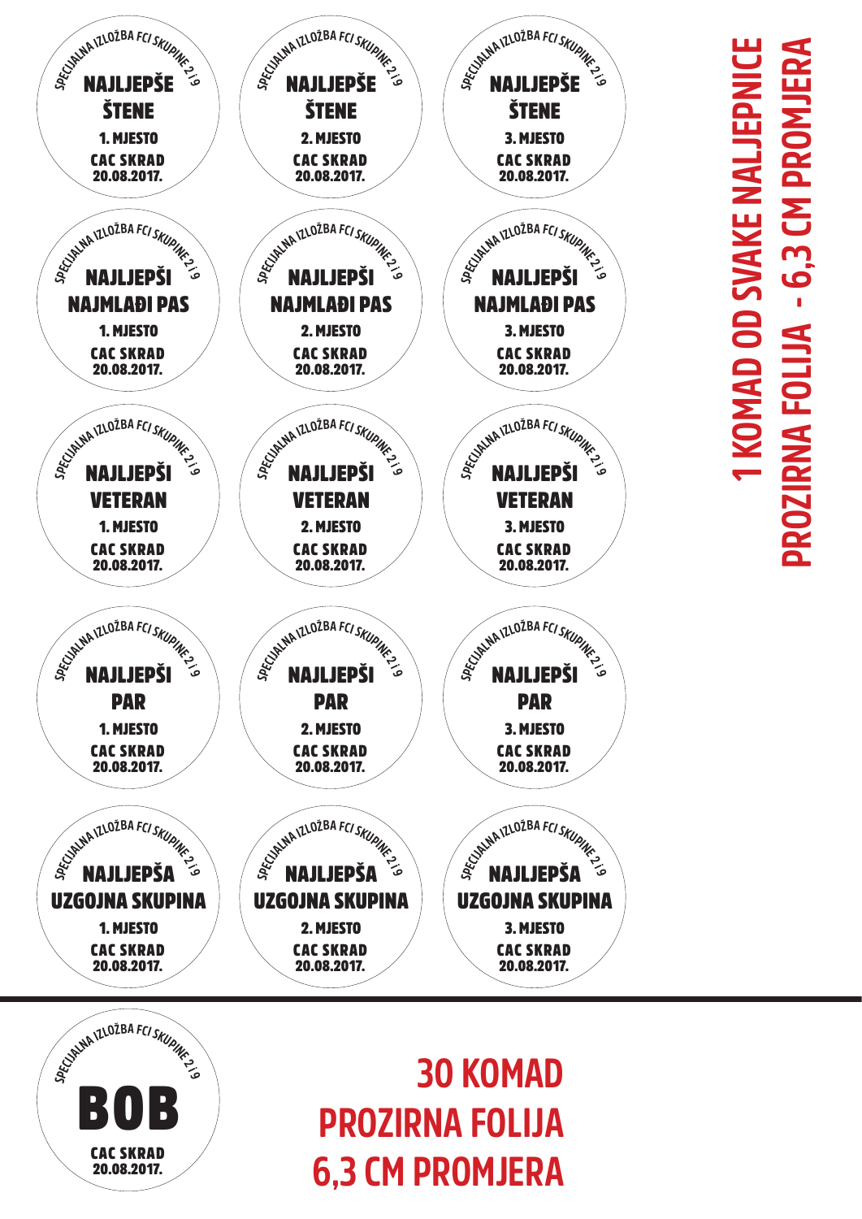SPECIJALNA IZLOŽBA FCI SKUPINE 2 i 9
**NAJLJEPŠE ŠTENE**
**1. MJESTO**
**CAC SKRAD**
**20.08.2017.**

SPECIJALNA IZLOŽBA FCI SKUPINE 2 i 9
**NAJLJEPŠE ŠTENE**
**2. MJESTO**
**CAC SKRAD**
**20.08.2017.**

SPECIJALNA IZLOŽBA FCI SKUPINE 2 i 9
**NAJLJEPŠE ŠTENE**
**3. MJESTO**
**CAC SKRAD**
**20.08.2017.**

SPECIJALNA IZLOŽBA FCI SKUPINE 2 i 9
**NAJLJEPŠI NAJMLAĐI PAS**
**1. MJESTO**
**CAC SKRAD**
**20.08.2017.**

SPECIJALNA IZLOŽBA FCI SKUPINE 2 i 9
**NAJLJEPŠI NAJMLAĐI PAS**
**2. MJESTO**
**CAC SKRAD**
**20.08.2017.**

SPECIJALNA IZLOŽBA FCI SKUPINE 2 i 9
**NAJLJEPŠI NAJMLAĐI PAS**
**3. MJESTO**
**CAC SKRAD**
**20.08.2017.**

SPECIJALNA IZLOŽBA FCI SKUPINE 2 i 9
**NAJLJEPŠI VETERAN**
**1. MJESTO**
**CAC SKRAD**
**20.08.2017.**

SPECIJALNA IZLOŽBA FCI SKUPINE 2 i 9
**NAJLJEPŠI VETERAN**
**2. MJESTO**
**CAC SKRAD**
**20.08.2017.**

SPECIJALNA IZLOŽBA FCI SKUPINE 2 i 9
**NAJLJEPŠI VETERAN**
**3. MJESTO**
**CAC SKRAD**
**20.08.2017.**

SPECIJALNA IZLOŽBA FCI SKUPINE 2 i 9
**NAJLJEPŠI PAR**
**1. MJESTO**
**CAC SKRAD**
**20.08.2017.**

SPECIJALNA IZLOŽBA FCI SKUPINE 2 i 9
**NAJLJEPŠI PAR**
**2. MJESTO**
**CAC SKRAD**
**20.08.2017.**

SPECIJALNA IZLOŽBA FCI SKUPINE 2 i 9
**NAJLJEPŠI PAR**
**3. MJESTO**
**CAC SKRAD**
**20.08.2017.**

SPECIJALNA IZLOŽBA FCI SKUPINE 2 i 9
**NAJLJEPŠA UZGOJNA SKUPINA**
**1. MJESTO**
**CAC SKRAD**
**20.08.2017.**

SPECIJALNA IZLOŽBA FCI SKUPINE 2 i 9
**NAJLJEPŠA UZGOJNA SKUPINA**
**2. MJESTO**
**CAC SKRAD**
**20.08.2017.**

SPECIJALNA IZLOŽBA FCI SKUPINE 2 i 9
**NAJLJEPŠA UZGOJNA SKUPINA**
**3. MJESTO**
**CAC SKRAD**
**20.08.2017.**

**1 KOMAD OD SVAKE NALJEPNICE**
**PROZIRNA FOLIJA - 6,3 CM PROMJERA**

---

SPECIJALNA IZLOŽBA FCI SKUPINE 2 i 9
# BOB
**CAC SKRAD**
**20.08.2017.**

**30 KOMAD**
**PROZIRNA FOLIJA**
**6,3 CM PROMJERA**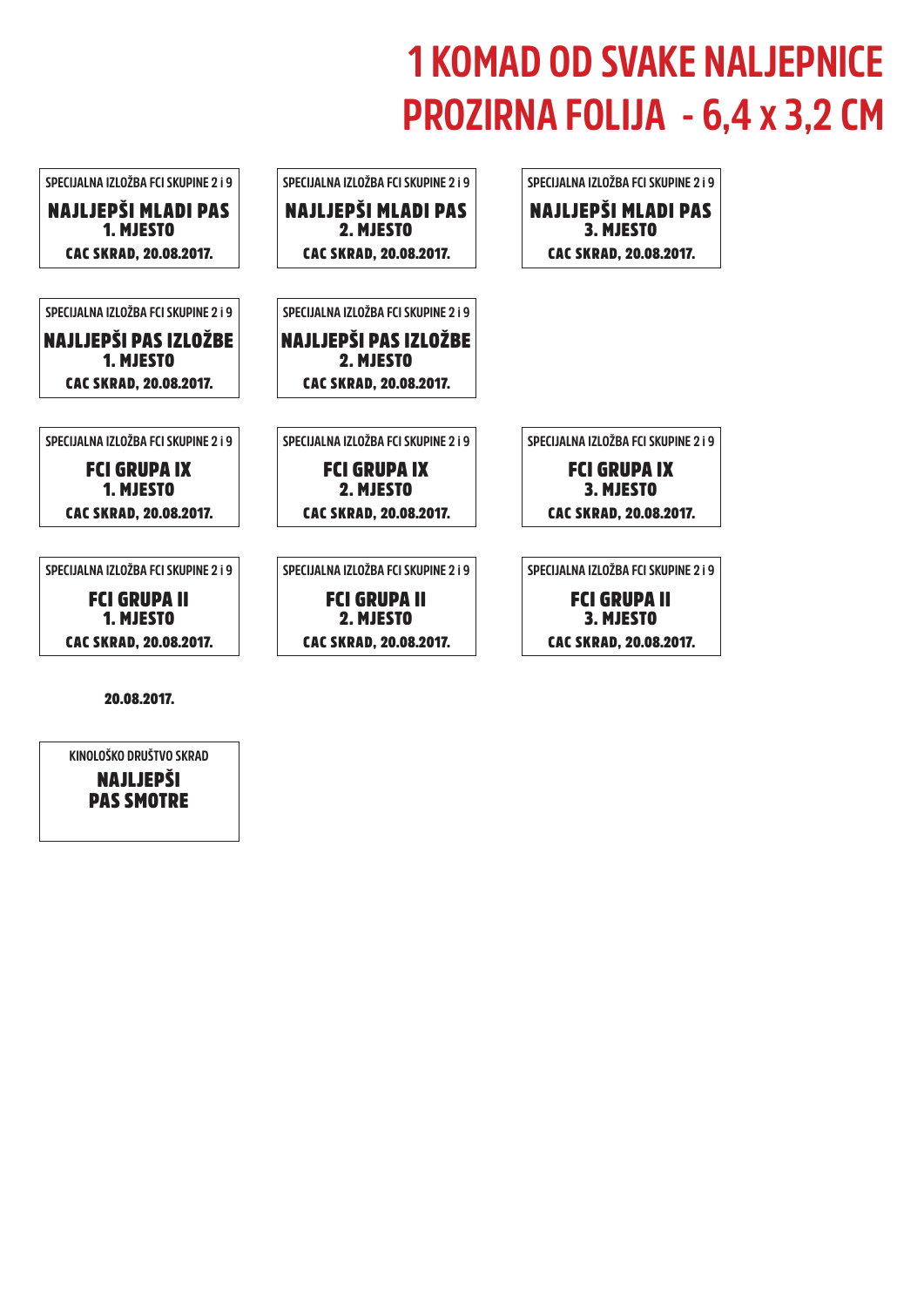# 1 KOMAD OD SVAKE NALJEPNICE
# PROZIRNA FOLIJA - 6,4 x 3,2 CM

SPECIJALNA IZLOŽBA FCI SKUPINE 2 i 9
**NAJLJEPŠI MLADI PAS**
**1. MJESTO**
**CAC SKRAD, 20.08.2017.**

SPECIJALNA IZLOŽBA FCI SKUPINE 2 i 9
**NAJLJEPŠI MLADI PAS**
**2. MJESTO**
**CAC SKRAD, 20.08.2017.**

SPECIJALNA IZLOŽBA FCI SKUPINE 2 i 9
**NAJLJEPŠI MLADI PAS**
**3. MJESTO**
**CAC SKRAD, 20.08.2017.**

SPECIJALNA IZLOŽBA FCI SKUPINE 2 i 9
**NAJLJEPŠI PAS IZLOŽBE**
**1. MJESTO**
**CAC SKRAD, 20.08.2017.**

SPECIJALNA IZLOŽBA FCI SKUPINE 2 i 9
**NAJLJEPŠI PAS IZLOŽBE**
**2. MJESTO**
**CAC SKRAD, 20.08.2017.**

SPECIJALNA IZLOŽBA FCI SKUPINE 2 i 9
**FCI GRUPA IX**
**1. MJESTO**
**CAC SKRAD, 20.08.2017.**

SPECIJALNA IZLOŽBA FCI SKUPINE 2 i 9
**FCI GRUPA IX**
**2. MJESTO**
**CAC SKRAD, 20.08.2017.**

SPECIJALNA IZLOŽBA FCI SKUPINE 2 i 9
**FCI GRUPA IX**
**3. MJESTO**
**CAC SKRAD, 20.08.2017.**

SPECIJALNA IZLOŽBA FCI SKUPINE 2 i 9
**FCI GRUPA II**
**1. MJESTO**
**CAC SKRAD, 20.08.2017.**

SPECIJALNA IZLOŽBA FCI SKUPINE 2 i 9
**FCI GRUPA II**
**2. MJESTO**
**CAC SKRAD, 20.08.2017.**

SPECIJALNA IZLOŽBA FCI SKUPINE 2 i 9
**FCI GRUPA II**
**3. MJESTO**
**CAC SKRAD, 20.08.2017.**

**20.08.2017.**

KINOLOŠKO DRUŠTVO SKRAD
**NAJLJEPŠI**
**PAS SMOTRE**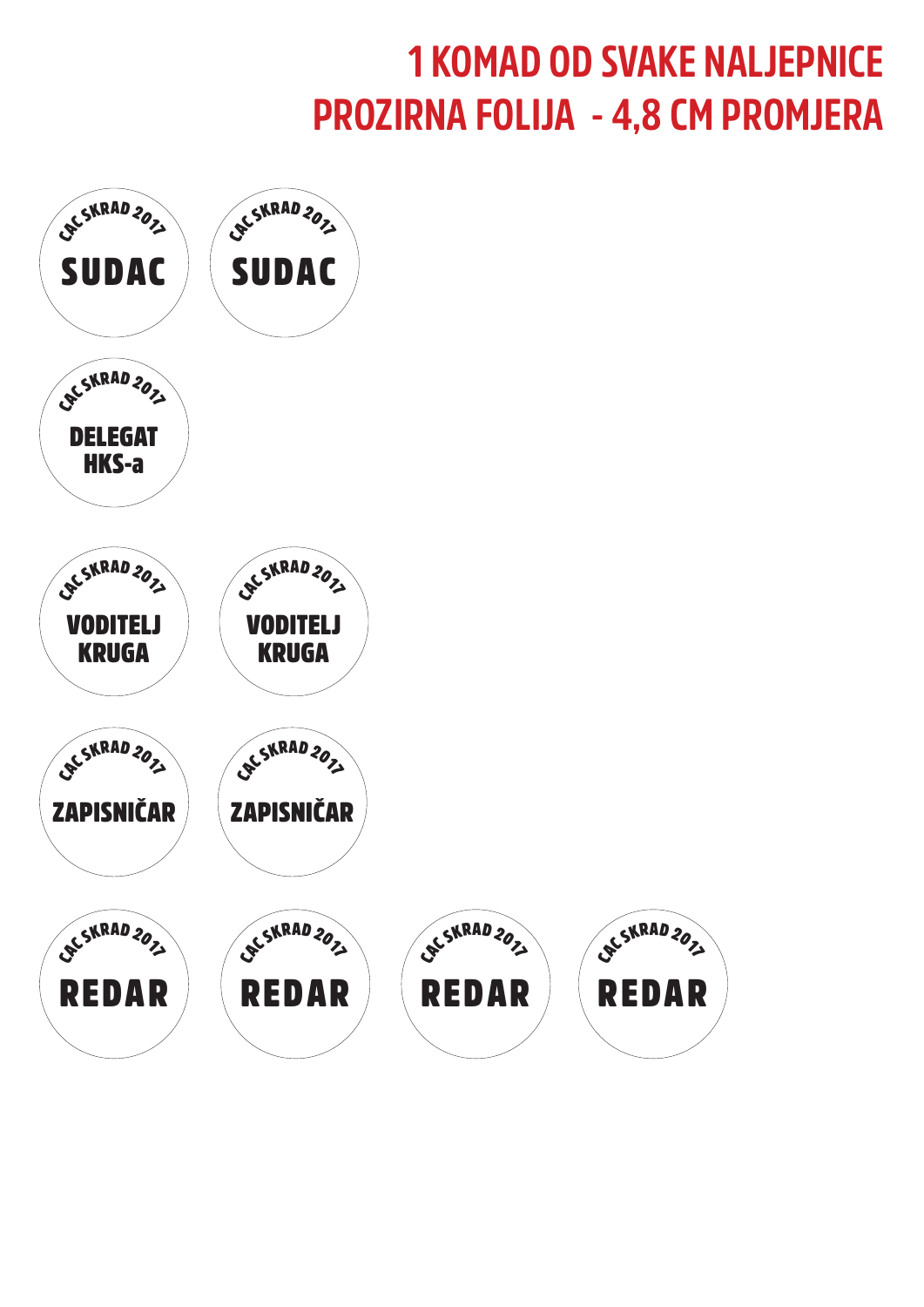# 1 KOMAD OD SVAKE NALJEPNICE
# PROZIRNA FOLIJA - 4,8 CM PROMJERA

CAC SKRAD 2017
SUDAC

CAC SKRAD 2017
SUDAC

CAC SKRAD 2017
DELEGAT
HKS-a

CAC SKRAD 2017
VODITELJ
KRUGA

CAC SKRAD 2017
VODITELJ
KRUGA

CAC SKRAD 2017
ZAPISNIČAR

CAC SKRAD 2017
ZAPISNIČAR

CAC SKRAD 2017
REDAR

CAC SKRAD 2017
REDAR

CAC SKRAD 2017
REDAR

CAC SKRAD 2017
REDAR